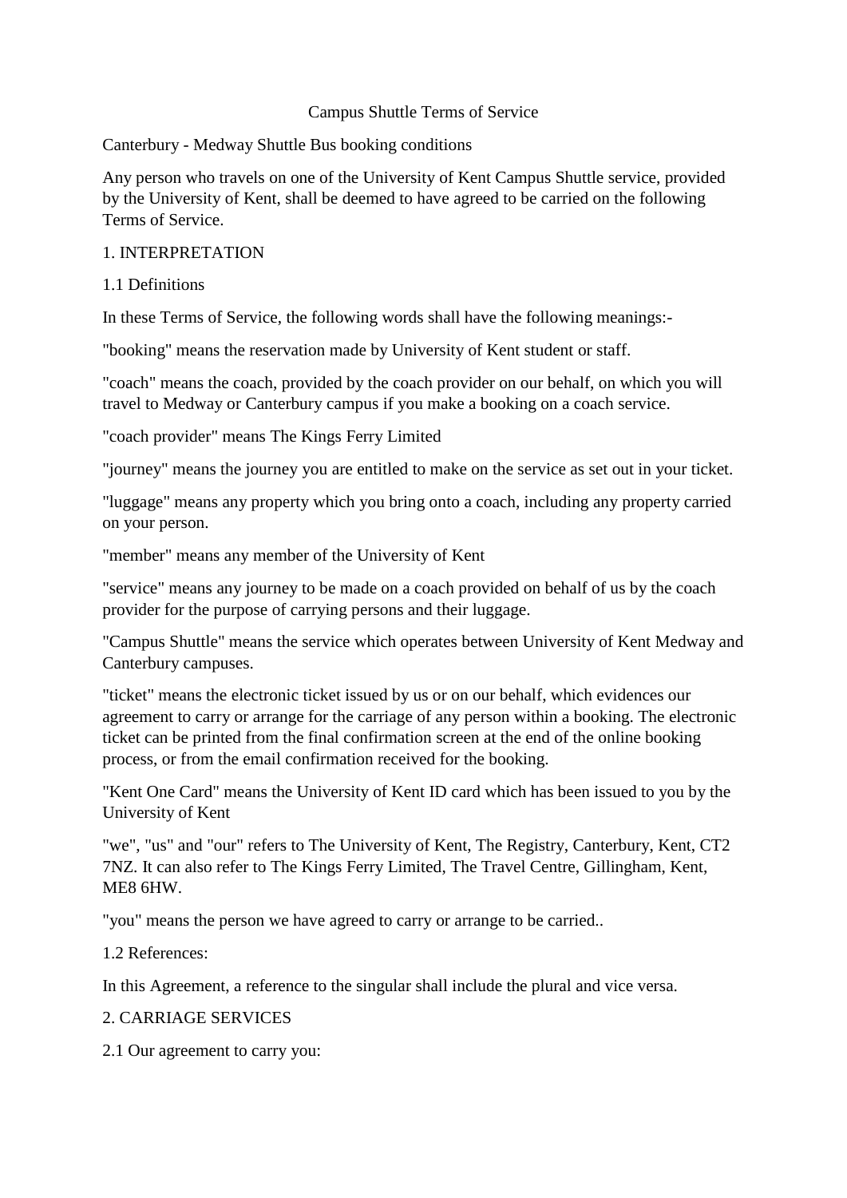# Campus Shuttle Terms of Service

Canterbury - Medway Shuttle Bus booking conditions

Any person who travels on one of the University of Kent Campus Shuttle service, provided by the University of Kent, shall be deemed to have agreed to be carried on the following Terms of Service.

## 1. INTERPRETATION

### 1.1 Definitions

In these Terms of Service, the following words shall have the following meanings:-

"booking" means the reservation made by University of Kent student or staff.

"coach" means the coach, provided by the coach provider on our behalf, on which you will travel to Medway or Canterbury campus if you make a booking on a coach service.

"coach provider" means The Kings Ferry Limited

"journey" means the journey you are entitled to make on the service as set out in your ticket.

"luggage" means any property which you bring onto a coach, including any property carried on your person.

"member" means any member of the University of Kent

"service" means any journey to be made on a coach provided on behalf of us by the coach provider for the purpose of carrying persons and their luggage.

"Campus Shuttle" means the service which operates between University of Kent Medway and Canterbury campuses.

"ticket" means the electronic ticket issued by us or on our behalf, which evidences our agreement to carry or arrange for the carriage of any person within a booking. The electronic ticket can be printed from the final confirmation screen at the end of the online booking process, or from the email confirmation received for the booking.

"Kent One Card" means the University of Kent ID card which has been issued to you by the University of Kent

"we", "us" and "our" refers to The University of Kent, The Registry, Canterbury, Kent, CT2 7NZ. It can also refer to The Kings Ferry Limited, The Travel Centre, Gillingham, Kent, ME8 6HW.

"you" means the person we have agreed to carry or arrange to be carried..

### 1.2 References:

In this Agreement, a reference to the singular shall include the plural and vice versa.

## 2. CARRIAGE SERVICES

### 2.1 Our agreement to carry you: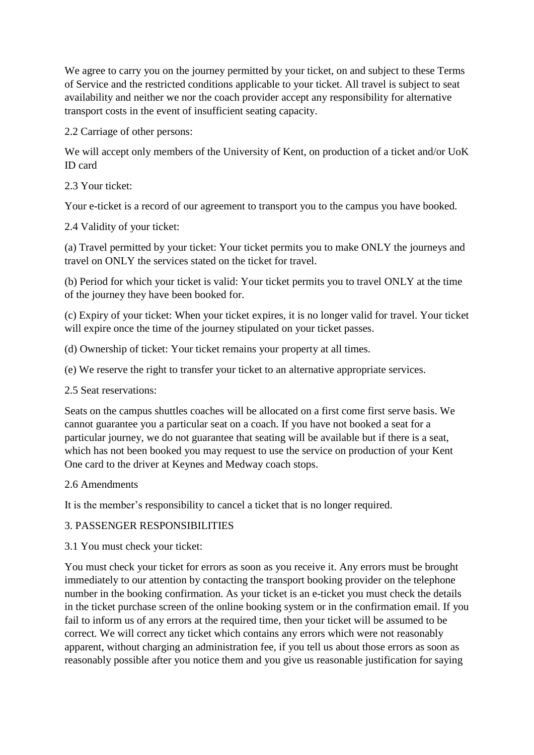We agree to carry you on the journey permitted by your ticket, on and subject to these Terms of Service and the restricted conditions applicable to your ticket. All travel is subject to seat availability and neither we nor the coach provider accept any responsibility for alternative transport costs in the event of insufficient seating capacity.

2.2 Carriage of other persons:

We will accept only members of the University of Kent, on production of a ticket and/or UoK ID card

2.3 Your ticket:

Your e-ticket is a record of our agreement to transport you to the campus you have booked.

2.4 Validity of your ticket:

(a) Travel permitted by your ticket: Your ticket permits you to make ONLY the journeys and travel on ONLY the services stated on the ticket for travel.

(b) Period for which your ticket is valid: Your ticket permits you to travel ONLY at the time of the journey they have been booked for.

(c) Expiry of your ticket: When your ticket expires, it is no longer valid for travel. Your ticket will expire once the time of the journey stipulated on your ticket passes.

(d) Ownership of ticket: Your ticket remains your property at all times.

(e) We reserve the right to transfer your ticket to an alternative appropriate services.

2.5 Seat reservations:

Seats on the campus shuttles coaches will be allocated on a first come first serve basis. We cannot guarantee you a particular seat on a coach. If you have not booked a seat for a particular journey, we do not guarantee that seating will be available but if there is a seat, which has not been booked you may request to use the service on production of your Kent One card to the driver at Keynes and Medway coach stops.

2.6 Amendments

It is the member's responsibility to cancel a ticket that is no longer required.

3. PASSENGER RESPONSIBILITIES

3.1 You must check your ticket:

You must check your ticket for errors as soon as you receive it. Any errors must be brought immediately to our attention by contacting the transport booking provider on the telephone number in the booking confirmation. As your ticket is an e-ticket you must check the details in the ticket purchase screen of the online booking system or in the confirmation email. If you fail to inform us of any errors at the required time, then your ticket will be assumed to be correct. We will correct any ticket which contains any errors which were not reasonably apparent, without charging an administration fee, if you tell us about those errors as soon as reasonably possible after you notice them and you give us reasonable justification for saying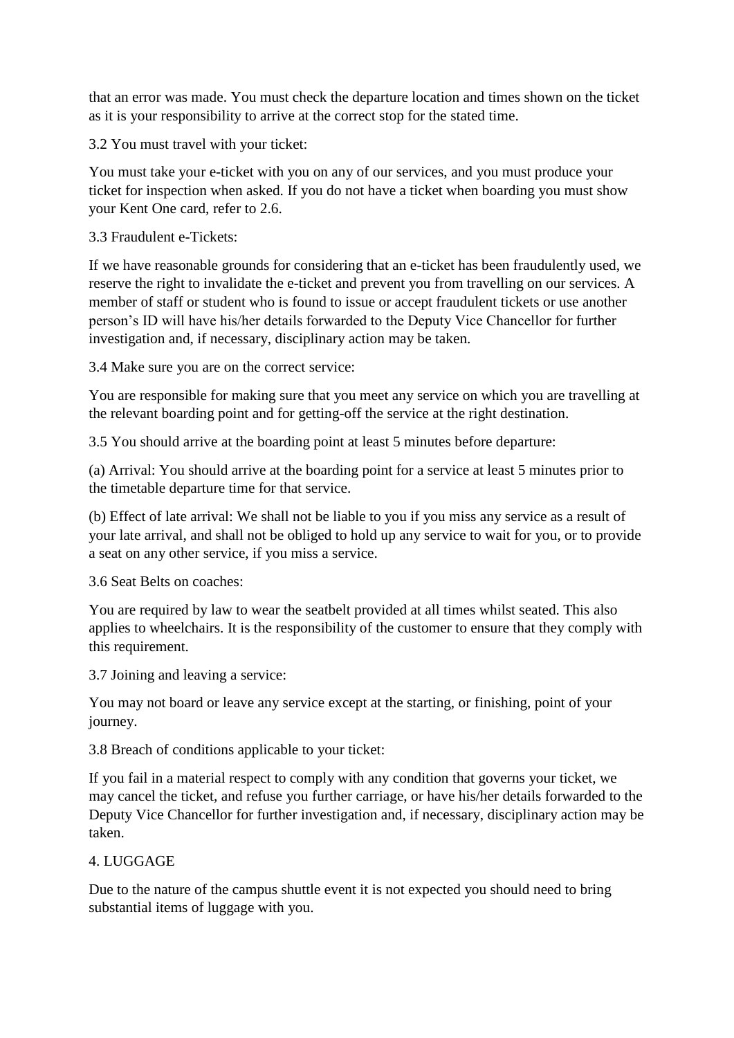that an error was made. You must check the departure location and times shown on the ticket as it is your responsibility to arrive at the correct stop for the stated time.

3.2 You must travel with your ticket:

You must take your e-ticket with you on any of our services, and you must produce your ticket for inspection when asked. If you do not have a ticket when boarding you must show your Kent One card, refer to 2.6.

3.3 Fraudulent e-Tickets:

If we have reasonable grounds for considering that an e-ticket has been fraudulently used, we reserve the right to invalidate the e-ticket and prevent you from travelling on our services. A member of staff or student who is found to issue or accept fraudulent tickets or use another person's ID will have his/her details forwarded to the Deputy Vice Chancellor for further investigation and, if necessary, disciplinary action may be taken.

3.4 Make sure you are on the correct service:

You are responsible for making sure that you meet any service on which you are travelling at the relevant boarding point and for getting-off the service at the right destination.

3.5 You should arrive at the boarding point at least 5 minutes before departure:

(a) Arrival: You should arrive at the boarding point for a service at least 5 minutes prior to the timetable departure time for that service.

(b) Effect of late arrival: We shall not be liable to you if you miss any service as a result of your late arrival, and shall not be obliged to hold up any service to wait for you, or to provide a seat on any other service, if you miss a service.

3.6 Seat Belts on coaches:

You are required by law to wear the seatbelt provided at all times whilst seated. This also applies to wheelchairs. It is the responsibility of the customer to ensure that they comply with this requirement.

3.7 Joining and leaving a service:

You may not board or leave any service except at the starting, or finishing, point of your journey.

3.8 Breach of conditions applicable to your ticket:

If you fail in a material respect to comply with any condition that governs your ticket, we may cancel the ticket, and refuse you further carriage, or have his/her details forwarded to the Deputy Vice Chancellor for further investigation and, if necessary, disciplinary action may be taken.

## 4. LUGGAGE

Due to the nature of the campus shuttle event it is not expected you should need to bring substantial items of luggage with you.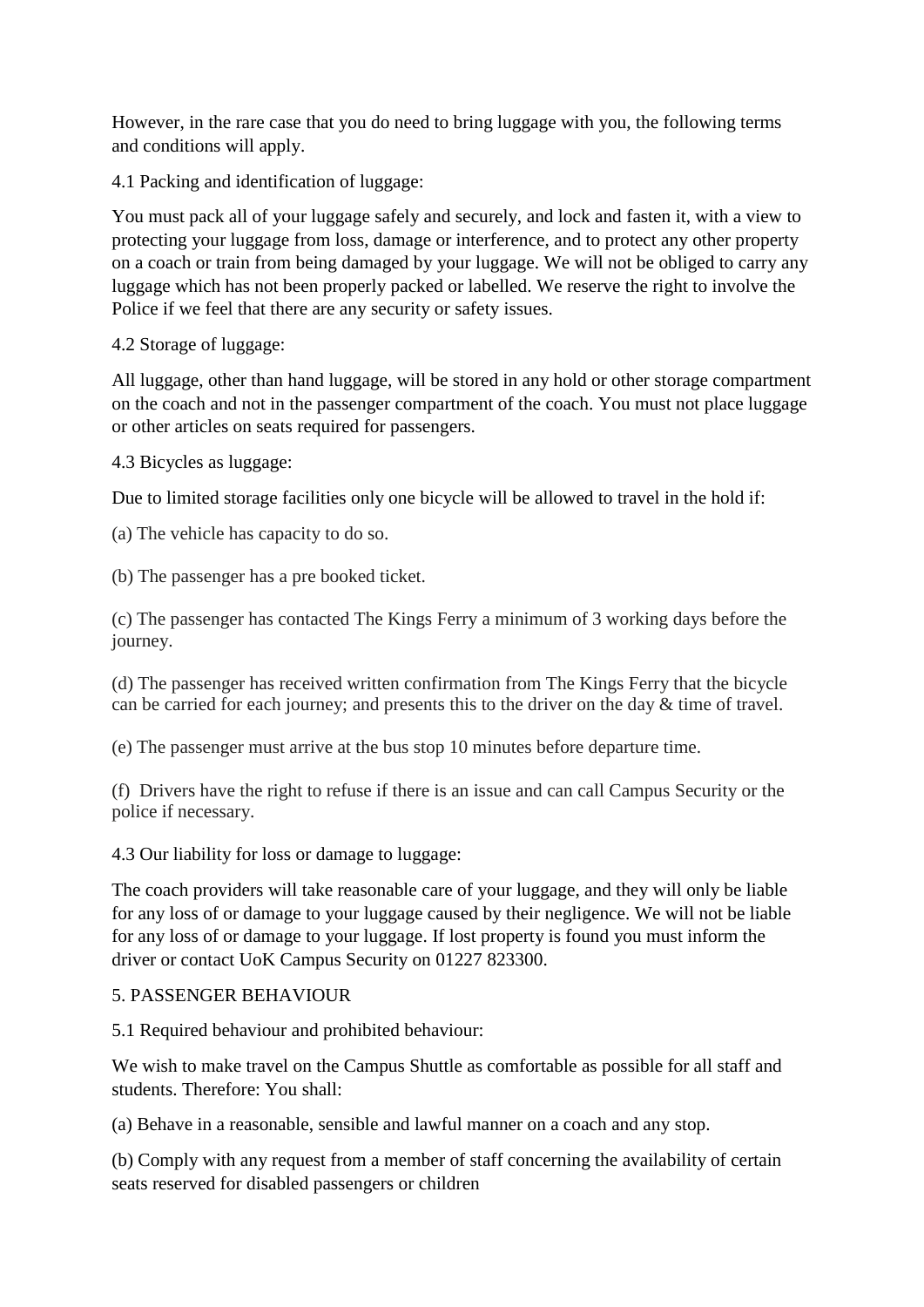However, in the rare case that you do need to bring luggage with you, the following terms and conditions will apply.

4.1 Packing and identification of luggage:

You must pack all of your luggage safely and securely, and lock and fasten it, with a view to protecting your luggage from loss, damage or interference, and to protect any other property on a coach or train from being damaged by your luggage. We will not be obliged to carry any luggage which has not been properly packed or labelled. We reserve the right to involve the Police if we feel that there are any security or safety issues.

4.2 Storage of luggage:

All luggage, other than hand luggage, will be stored in any hold or other storage compartment on the coach and not in the passenger compartment of the coach. You must not place luggage or other articles on seats required for passengers.

4.3 Bicycles as luggage:

Due to limited storage facilities only one bicycle will be allowed to travel in the hold if:

(a) The vehicle has capacity to do so.

(b) The passenger has a pre booked ticket.

(c) The passenger has contacted The Kings Ferry a minimum of 3 working days before the journey.

(d) The passenger has received written confirmation from The Kings Ferry that the bicycle can be carried for each journey; and presents this to the driver on the day & time of travel.

(e) The passenger must arrive at the bus stop 10 minutes before departure time.

(f) Drivers have the right to refuse if there is an issue and can call Campus Security or the police if necessary.

4.3 Our liability for loss or damage to luggage:

The coach providers will take reasonable care of your luggage, and they will only be liable for any loss of or damage to your luggage caused by their negligence. We will not be liable for any loss of or damage to your luggage. If lost property is found you must inform the driver or contact UoK Campus Security on 01227 823300.

5. PASSENGER BEHAVIOUR

5.1 Required behaviour and prohibited behaviour:

We wish to make travel on the Campus Shuttle as comfortable as possible for all staff and students. Therefore: You shall:

(a) Behave in a reasonable, sensible and lawful manner on a coach and any stop.

(b) Comply with any request from a member of staff concerning the availability of certain seats reserved for disabled passengers or children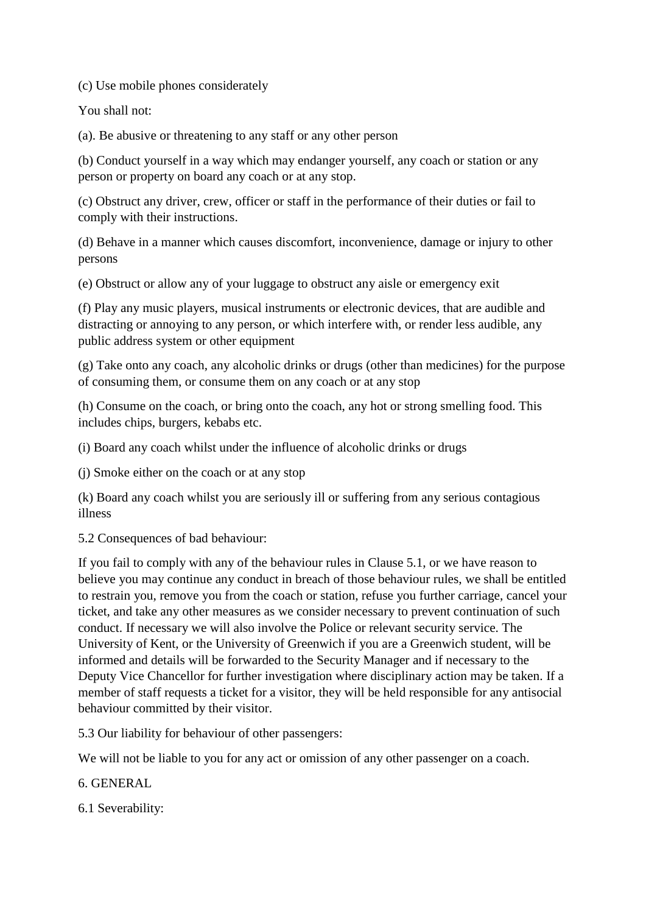(c) Use mobile phones considerately

You shall not:

(a). Be abusive or threatening to any staff or any other person

(b) Conduct yourself in a way which may endanger yourself, any coach or station or any person or property on board any coach or at any stop.

(c) Obstruct any driver, crew, officer or staff in the performance of their duties or fail to comply with their instructions.

(d) Behave in a manner which causes discomfort, inconvenience, damage or injury to other persons

(e) Obstruct or allow any of your luggage to obstruct any aisle or emergency exit

(f) Play any music players, musical instruments or electronic devices, that are audible and distracting or annoying to any person, or which interfere with, or render less audible, any public address system or other equipment

(g) Take onto any coach, any alcoholic drinks or drugs (other than medicines) for the purpose of consuming them, or consume them on any coach or at any stop

(h) Consume on the coach, or bring onto the coach, any hot or strong smelling food. This includes chips, burgers, kebabs etc.

(i) Board any coach whilst under the influence of alcoholic drinks or drugs

(j) Smoke either on the coach or at any stop

(k) Board any coach whilst you are seriously ill or suffering from any serious contagious illness

5.2 Consequences of bad behaviour:

If you fail to comply with any of the behaviour rules in Clause 5.1, or we have reason to believe you may continue any conduct in breach of those behaviour rules, we shall be entitled to restrain you, remove you from the coach or station, refuse you further carriage, cancel your ticket, and take any other measures as we consider necessary to prevent continuation of such conduct. If necessary we will also involve the Police or relevant security service. The University of Kent, or the University of Greenwich if you are a Greenwich student, will be informed and details will be forwarded to the Security Manager and if necessary to the Deputy Vice Chancellor for further investigation where disciplinary action may be taken. If a member of staff requests a ticket for a visitor, they will be held responsible for any antisocial behaviour committed by their visitor.

5.3 Our liability for behaviour of other passengers:

We will not be liable to you for any act or omission of any other passenger on a coach.

6. GENERAL

6.1 Severability: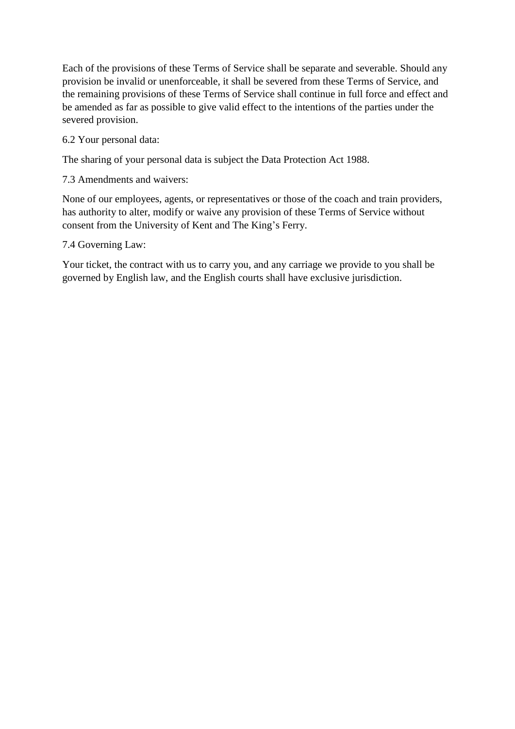Each of the provisions of these Terms of Service shall be separate and severable. Should any provision be invalid or unenforceable, it shall be severed from these Terms of Service, and the remaining provisions of these Terms of Service shall continue in full force and effect and be amended as far as possible to give valid effect to the intentions of the parties under the severed provision.

6.2 Your personal data:

The sharing of your personal data is subject the Data Protection Act 1988.

7.3 Amendments and waivers:

None of our employees, agents, or representatives or those of the coach and train providers, has authority to alter, modify or waive any provision of these Terms of Service without consent from the University of Kent and The King's Ferry.

7.4 Governing Law:

Your ticket, the contract with us to carry you, and any carriage we provide to you shall be governed by English law, and the English courts shall have exclusive jurisdiction.